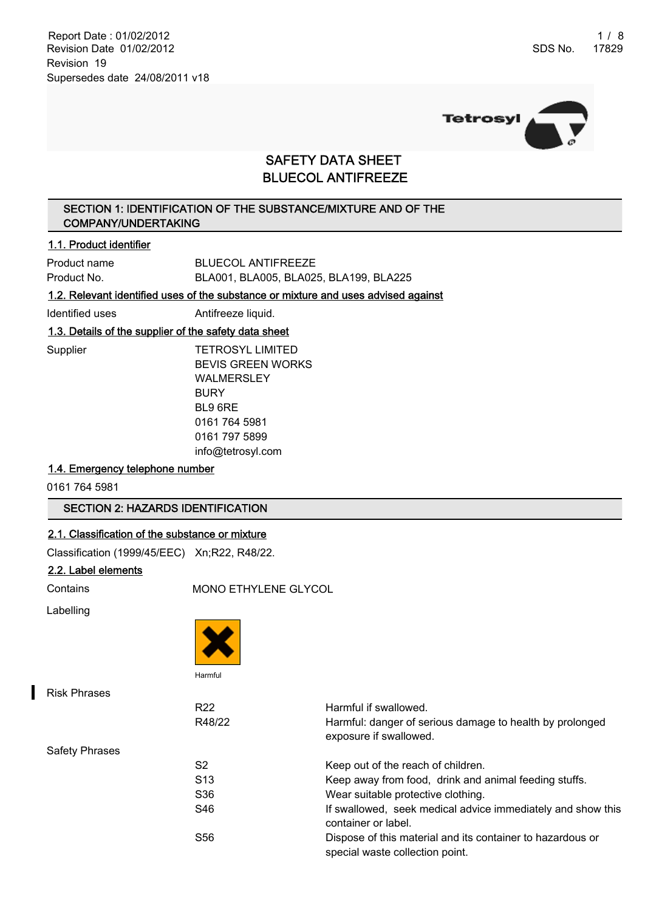Report Date : 01/02/2012
Revision Date 01/02/2012
Revision 19
Supersedes date 24/08/2011 v18

SDS No. 17829

# SAFETY DATA SHEET
# BLUECOL ANTIFREEZE

## SECTION 1: IDENTIFICATION OF THE SUBSTANCE/MIXTURE AND OF THE COMPANY/UNDERTAKING

### 1.1. Product identifier

| | |
|---|---|
| Product name | BLUECOL ANTIFREEZE |
| Product No. | BLA001, BLA005, BLA025, BLA199, BLA225 |

### 1.2. Relevant identified uses of the substance or mixture and uses advised against

| | |
|---|---|
| Identified uses | Antifreeze liquid. |

### 1.3. Details of the supplier of the safety data sheet

Supplier

TETROSYL LIMITED
BEVIS GREEN WORKS
WALMERSLEY
BURY
BL9 6RE
0161 764 5981
0161 797 5899
info@tetrosyl.com

### 1.4. Emergency telephone number

0161 764 5981

## SECTION 2: HAZARDS IDENTIFICATION

### 2.1. Classification of the substance or mixture

Classification (1999/45/EEC) Xn;R22, R48/22.

### 2.2. Label elements

Contains MONO ETHYLENE GLYCOL

Labelling

Harmful

Risk Phrases

| | |
|---|---|
| R22 | Harmful if swallowed. |
| R48/22 | Harmful: danger of serious damage to health by prolonged exposure if swallowed. |

Safety Phrases

| | |
|---|---|
| S2 | Keep out of the reach of children. |
| S13 | Keep away from food, drink and animal feeding stuffs. |
| S36 | Wear suitable protective clothing. |
| S46 | If swallowed, seek medical advice immediately and show this container or label. |
| S56 | Dispose of this material and its container to hazardous or special waste collection point. |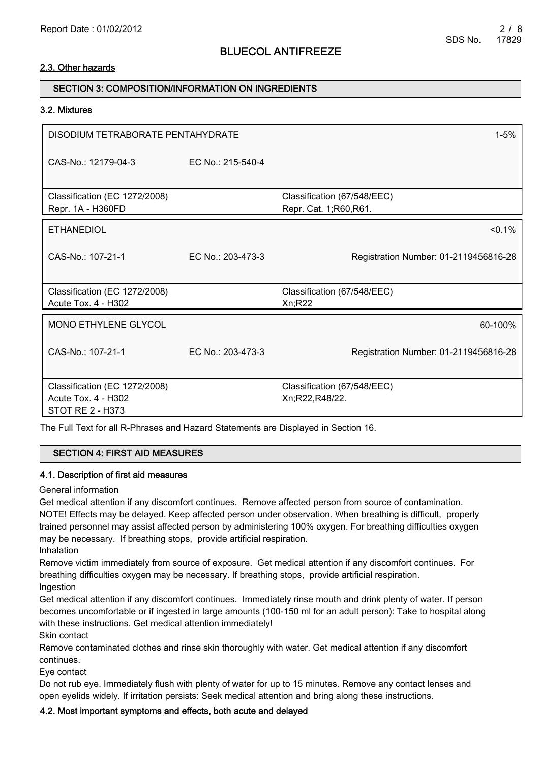### 2.3. Other hazards

## SECTION 3: COMPOSITION/INFORMATION ON INGREDIENTS

### 3.2. Mixtures

| DISODIUM TETRABORATE PENTAHYDRATE | | 1-5% |
|---|---|---|
| CAS-No.: 12179-04-3 | EC No.: 215-540-4 | |
| Classification (EC 1272/2008)<br>Repr. 1A - H360FD | | Classification (67/548/EEC)<br>Repr. Cat. 1;R60,R61. |

| ETHANEDIOL | | <0.1% |
|---|---|---|
| CAS-No.: 107-21-1 | EC No.: 203-473-3 | Registration Number: 01-2119456816-28 |
| Classification (EC 1272/2008)<br>Acute Tox. 4 - H302 | | Classification (67/548/EEC)<br>Xn;R22 |

| MONO ETHYLENE GLYCOL | | 60-100% |
|---|---|---|
| CAS-No.: 107-21-1 | EC No.: 203-473-3 | Registration Number: 01-2119456816-28 |
| Classification (EC 1272/2008)<br>Acute Tox. 4 - H302<br>STOT RE 2 - H373 | | Classification (67/548/EEC)<br>Xn;R22,R48/22. |

The Full Text for all R-Phrases and Hazard Statements are Displayed in Section 16.

## SECTION 4: FIRST AID MEASURES

### 4.1. Description of first aid measures

General information

Get medical attention if any discomfort continues. Remove affected person from source of contamination. NOTE! Effects may be delayed. Keep affected person under observation. When breathing is difficult, properly trained personnel may assist affected person by administering 100% oxygen. For breathing difficulties oxygen may be necessary. If breathing stops, provide artificial respiration.

Inhalation

Remove victim immediately from source of exposure. Get medical attention if any discomfort continues. For breathing difficulties oxygen may be necessary. If breathing stops, provide artificial respiration.

Ingestion

Get medical attention if any discomfort continues. Immediately rinse mouth and drink plenty of water. If person becomes uncomfortable or if ingested in large amounts (100-150 ml for an adult person): Take to hospital along with these instructions. Get medical attention immediately!

Skin contact

Remove contaminated clothes and rinse skin thoroughly with water. Get medical attention if any discomfort continues.

Eye contact

Do not rub eye. Immediately flush with plenty of water for up to 15 minutes. Remove any contact lenses and open eyelids widely. If irritation persists: Seek medical attention and bring along these instructions.

### 4.2. Most important symptoms and effects, both acute and delayed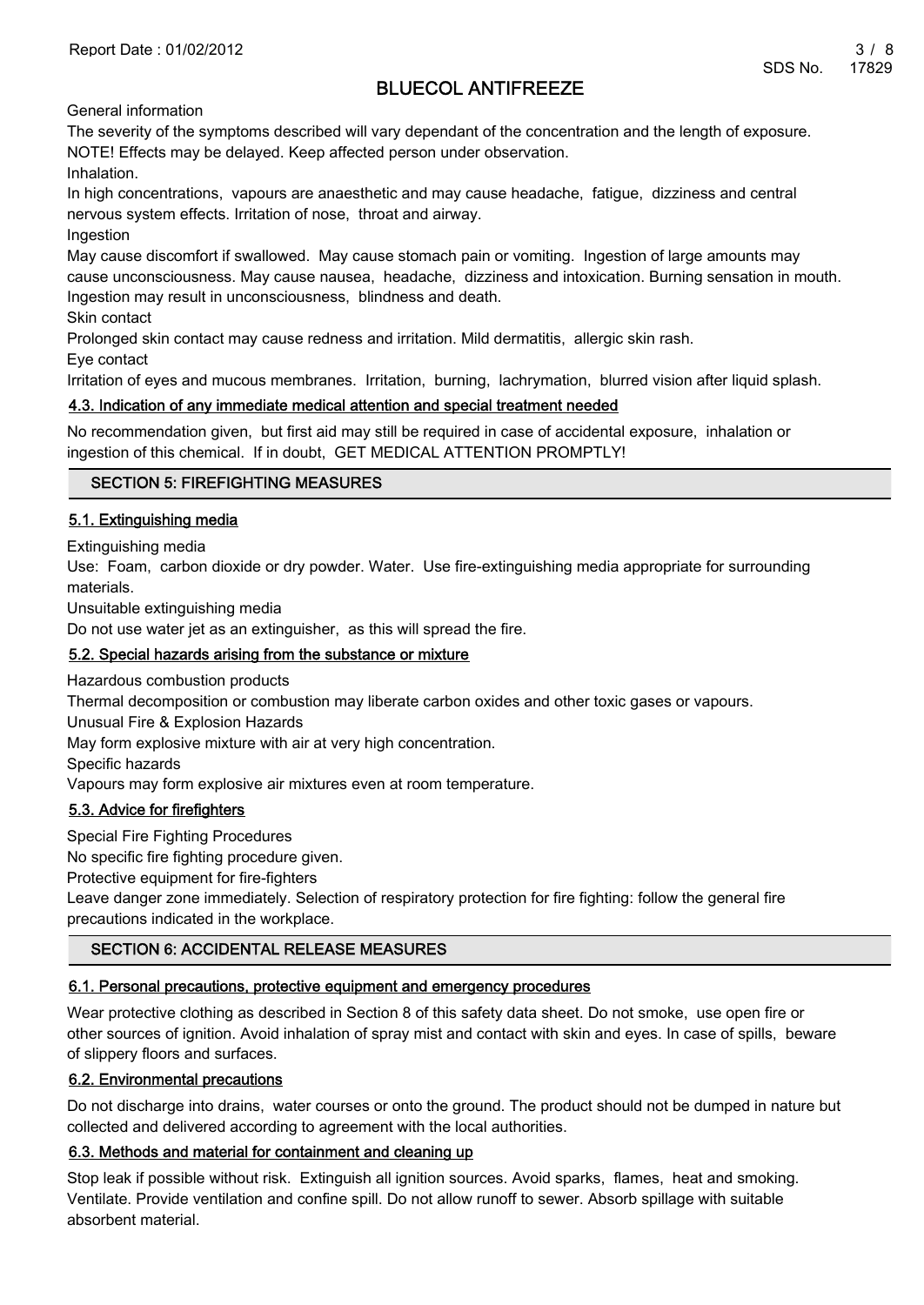General information

The severity of the symptoms described will vary dependant of the concentration and the length of exposure. NOTE! Effects may be delayed. Keep affected person under observation.

Inhalation.

In high concentrations, vapours are anaesthetic and may cause headache, fatigue, dizziness and central nervous system effects. Irritation of nose, throat and airway.

Ingestion

May cause discomfort if swallowed. May cause stomach pain or vomiting. Ingestion of large amounts may cause unconsciousness. May cause nausea, headache, dizziness and intoxication. Burning sensation in mouth. Ingestion may result in unconsciousness, blindness and death.

Skin contact

Prolonged skin contact may cause redness and irritation. Mild dermatitis, allergic skin rash.

Eye contact

Irritation of eyes and mucous membranes. Irritation, burning, lachrymation, blurred vision after liquid splash.

### 4.3. Indication of any immediate medical attention and special treatment needed

No recommendation given, but first aid may still be required in case of accidental exposure, inhalation or ingestion of this chemical. If in doubt, GET MEDICAL ATTENTION PROMPTLY!

## SECTION 5: FIREFIGHTING MEASURES

### 5.1. Extinguishing media

Extinguishing media

Use: Foam, carbon dioxide or dry powder. Water. Use fire-extinguishing media appropriate for surrounding materials.

Unsuitable extinguishing media

Do not use water jet as an extinguisher, as this will spread the fire.

### 5.2. Special hazards arising from the substance or mixture

Hazardous combustion products

Thermal decomposition or combustion may liberate carbon oxides and other toxic gases or vapours.

Unusual Fire & Explosion Hazards

May form explosive mixture with air at very high concentration.

Specific hazards

Vapours may form explosive air mixtures even at room temperature.

### 5.3. Advice for firefighters

Special Fire Fighting Procedures

No specific fire fighting procedure given.

Protective equipment for fire-fighters

Leave danger zone immediately. Selection of respiratory protection for fire fighting: follow the general fire precautions indicated in the workplace.

## SECTION 6: ACCIDENTAL RELEASE MEASURES

### 6.1. Personal precautions, protective equipment and emergency procedures

Wear protective clothing as described in Section 8 of this safety data sheet. Do not smoke, use open fire or other sources of ignition. Avoid inhalation of spray mist and contact with skin and eyes. In case of spills, beware of slippery floors and surfaces.

### 6.2. Environmental precautions

Do not discharge into drains, water courses or onto the ground. The product should not be dumped in nature but collected and delivered according to agreement with the local authorities.

### 6.3. Methods and material for containment and cleaning up

Stop leak if possible without risk. Extinguish all ignition sources. Avoid sparks, flames, heat and smoking. Ventilate. Provide ventilation and confine spill. Do not allow runoff to sewer. Absorb spillage with suitable absorbent material.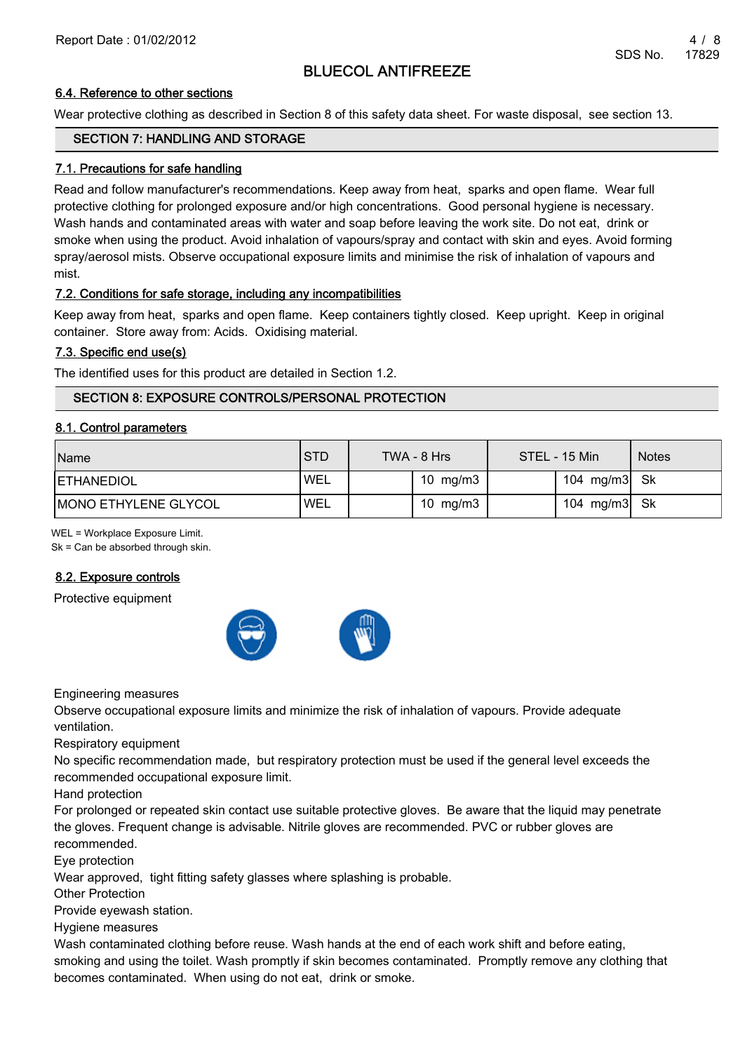### 6.4. Reference to other sections

Wear protective clothing as described in Section 8 of this safety data sheet. For waste disposal, see section 13.

## SECTION 7: HANDLING AND STORAGE

### 7.1. Precautions for safe handling

Read and follow manufacturer's recommendations. Keep away from heat, sparks and open flame. Wear full protective clothing for prolonged exposure and/or high concentrations. Good personal hygiene is necessary. Wash hands and contaminated areas with water and soap before leaving the work site. Do not eat, drink or smoke when using the product. Avoid inhalation of vapours/spray and contact with skin and eyes. Avoid forming spray/aerosol mists. Observe occupational exposure limits and minimise the risk of inhalation of vapours and mist.

### 7.2. Conditions for safe storage, including any incompatibilities

Keep away from heat, sparks and open flame. Keep containers tightly closed. Keep upright. Keep in original container. Store away from: Acids. Oxidising material.

### 7.3. Specific end use(s)

The identified uses for this product are detailed in Section 1.2.

## SECTION 8: EXPOSURE CONTROLS/PERSONAL PROTECTION

### 8.1. Control parameters

| Name | STD | TWA - 8 Hrs | | STEL - 15 Min | | Notes |
|---|---|---|---|---|---|---|
| ETHANEDIOL | WEL | | 10 mg/m3 | | 104 mg/m3 | Sk |
| MONO ETHYLENE GLYCOL | WEL | | 10 mg/m3 | | 104 mg/m3 | Sk |

WEL = Workplace Exposure Limit.
Sk = Can be absorbed through skin.

### 8.2. Exposure controls

Protective equipment

Engineering measures

Observe occupational exposure limits and minimize the risk of inhalation of vapours. Provide adequate ventilation.

Respiratory equipment

No specific recommendation made, but respiratory protection must be used if the general level exceeds the recommended occupational exposure limit.

Hand protection

For prolonged or repeated skin contact use suitable protective gloves. Be aware that the liquid may penetrate the gloves. Frequent change is advisable. Nitrile gloves are recommended. PVC or rubber gloves are recommended.

Eye protection

Wear approved, tight fitting safety glasses where splashing is probable.

Other Protection

Provide eyewash station.

Hygiene measures

Wash contaminated clothing before reuse. Wash hands at the end of each work shift and before eating, smoking and using the toilet. Wash promptly if skin becomes contaminated. Promptly remove any clothing that becomes contaminated. When using do not eat, drink or smoke.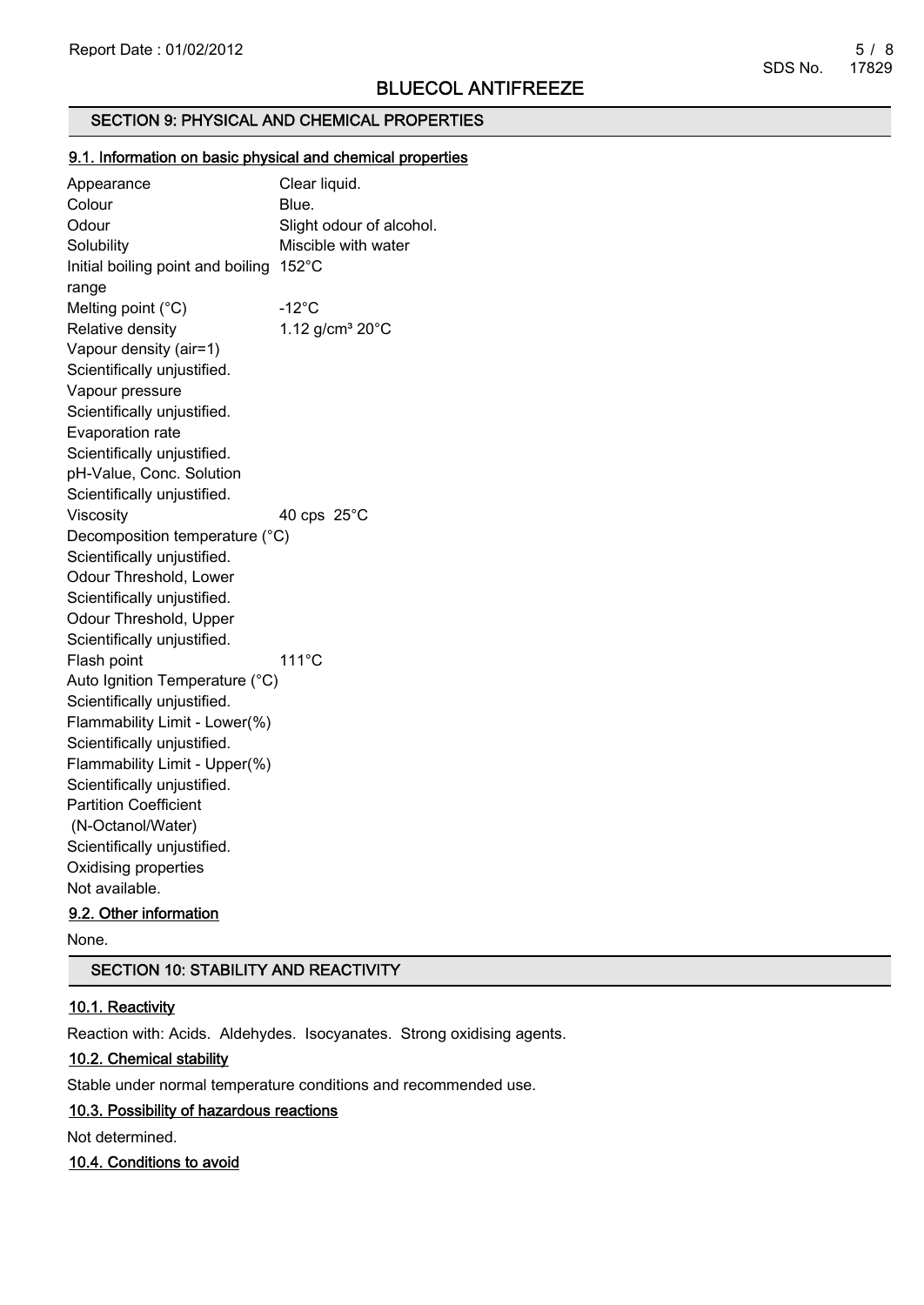## SECTION 9: PHYSICAL AND CHEMICAL PROPERTIES

### 9.1. Information on basic physical and chemical properties

| Property | Value |
|---|---|
| Appearance | Clear liquid. |
| Colour | Blue. |
| Odour | Slight odour of alcohol. |
| Solubility | Miscible with water |
| Initial boiling point and boiling range | 152°C |
| Melting point (°C) | -12°C |
| Relative density | 1.12 g/cm³ 20°C |
| Vapour density (air=1) | Scientifically unjustified. |
| Vapour pressure | Scientifically unjustified. |
| Evaporation rate | Scientifically unjustified. |
| pH-Value, Conc. Solution | Scientifically unjustified. |
| Viscosity | 40 cps 25°C |
| Decomposition temperature (°C) | Scientifically unjustified. |
| Odour Threshold, Lower | Scientifically unjustified. |
| Odour Threshold, Upper | Scientifically unjustified. |
| Flash point | 111°C |
| Auto Ignition Temperature (°C) | Scientifically unjustified. |
| Flammability Limit - Lower(%) | Scientifically unjustified. |
| Flammability Limit - Upper(%) | Scientifically unjustified. |
| Partition Coefficient (N-Octanol/Water) | Scientifically unjustified. |
| Oxidising properties | Not available. |

### 9.2. Other information

None.

## SECTION 10: STABILITY AND REACTIVITY

### 10.1. Reactivity

Reaction with: Acids. Aldehydes. Isocyanates. Strong oxidising agents.

### 10.2. Chemical stability

Stable under normal temperature conditions and recommended use.

### 10.3. Possibility of hazardous reactions

Not determined.

### 10.4. Conditions to avoid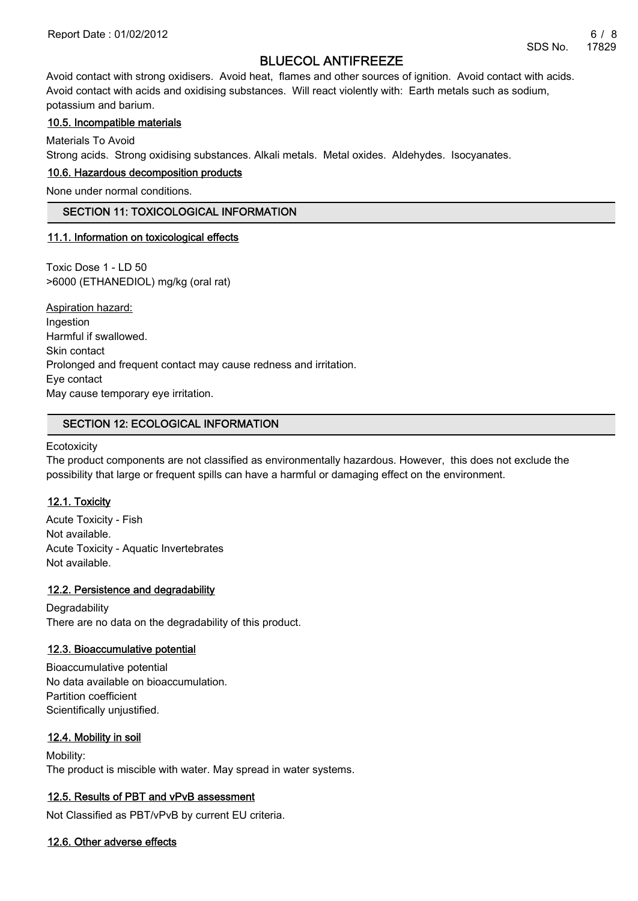Avoid contact with strong oxidisers. Avoid heat, flames and other sources of ignition. Avoid contact with acids. Avoid contact with acids and oxidising substances. Will react violently with: Earth metals such as sodium, potassium and barium.

### 10.5. Incompatible materials

Materials To Avoid

Strong acids. Strong oxidising substances. Alkali metals. Metal oxides. Aldehydes. Isocyanates.

### 10.6. Hazardous decomposition products

None under normal conditions.

## SECTION 11: TOXICOLOGICAL INFORMATION

### 11.1. Information on toxicological effects

Toxic Dose 1 - LD 50

>6000 (ETHANEDIOL) mg/kg (oral rat)

Aspiration hazard:

Ingestion

Harmful if swallowed.

Skin contact

Prolonged and frequent contact may cause redness and irritation.

Eye contact

May cause temporary eye irritation.

## SECTION 12: ECOLOGICAL INFORMATION

Ecotoxicity

The product components are not classified as environmentally hazardous. However, this does not exclude the possibility that large or frequent spills can have a harmful or damaging effect on the environment.

### 12.1. Toxicity

Acute Toxicity - Fish

Not available.

Acute Toxicity - Aquatic Invertebrates

Not available.

### 12.2. Persistence and degradability

Degradability

There are no data on the degradability of this product.

### 12.3. Bioaccumulative potential

Bioaccumulative potential

No data available on bioaccumulation.

Partition coefficient

Scientifically unjustified.

### 12.4. Mobility in soil

Mobility:

The product is miscible with water. May spread in water systems.

### 12.5. Results of PBT and vPvB assessment

Not Classified as PBT/vPvB by current EU criteria.

### 12.6. Other adverse effects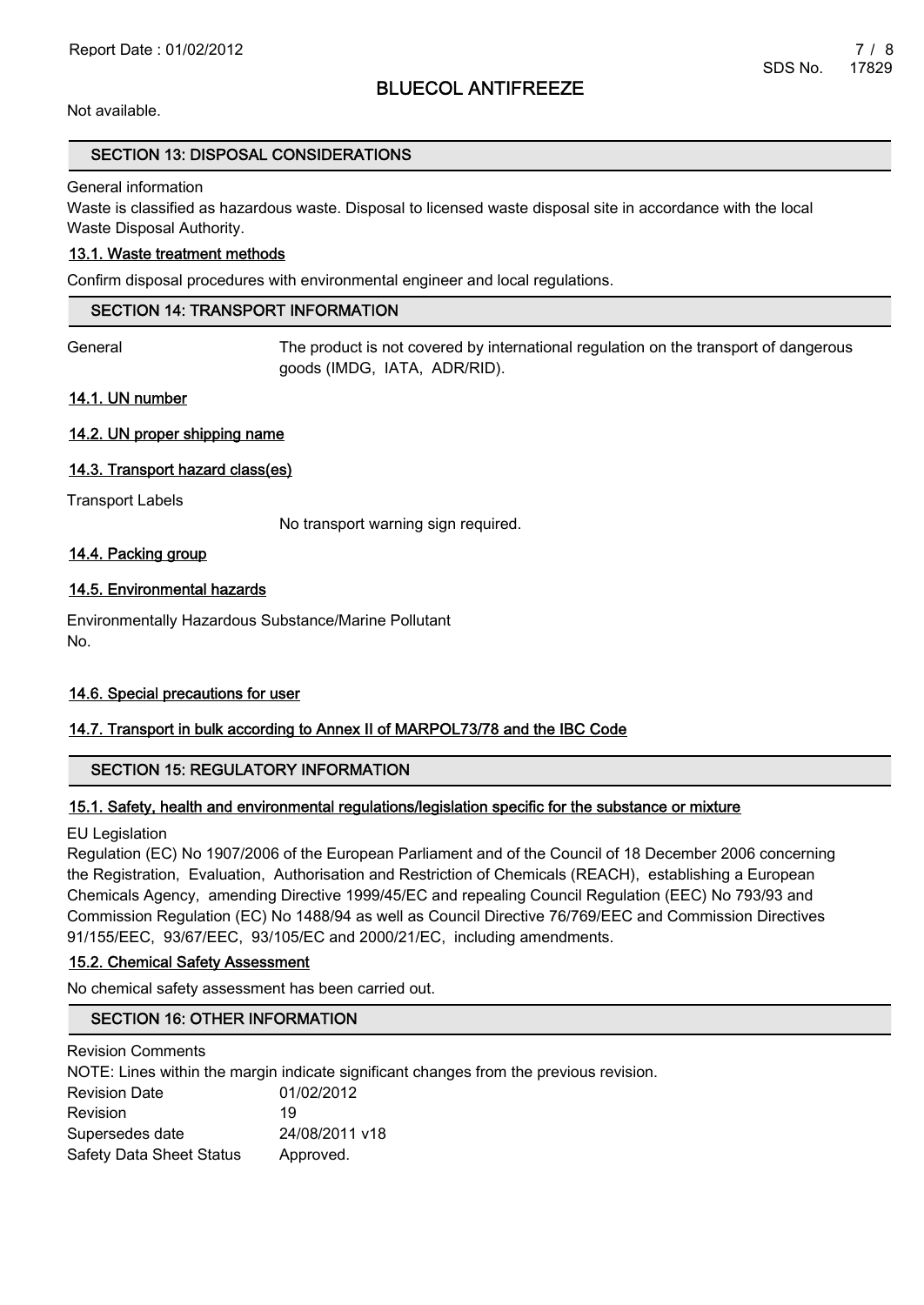Not available.

## SECTION 13: DISPOSAL CONSIDERATIONS

General information

Waste is classified as hazardous waste. Disposal to licensed waste disposal site in accordance with the local Waste Disposal Authority.

### 13.1. Waste treatment methods

Confirm disposal procedures with environmental engineer and local regulations.

## SECTION 14: TRANSPORT INFORMATION

General: The product is not covered by international regulation on the transport of dangerous goods (IMDG, IATA, ADR/RID).

### 14.1. UN number

### 14.2. UN proper shipping name

### 14.3. Transport hazard class(es)

Transport Labels

No transport warning sign required.

### 14.4. Packing group

### 14.5. Environmental hazards

Environmentally Hazardous Substance/Marine Pollutant

No.

### 14.6. Special precautions for user

### 14.7. Transport in bulk according to Annex II of MARPOL73/78 and the IBC Code

## SECTION 15: REGULATORY INFORMATION

### 15.1. Safety, health and environmental regulations/legislation specific for the substance or mixture

EU Legislation

Regulation (EC) No 1907/2006 of the European Parliament and of the Council of 18 December 2006 concerning the Registration, Evaluation, Authorisation and Restriction of Chemicals (REACH), establishing a European Chemicals Agency, amending Directive 1999/45/EC and repealing Council Regulation (EEC) No 793/93 and Commission Regulation (EC) No 1488/94 as well as Council Directive 76/769/EEC and Commission Directives 91/155/EEC, 93/67/EEC, 93/105/EC and 2000/21/EC, including amendments.

### 15.2. Chemical Safety Assessment

No chemical safety assessment has been carried out.

## SECTION 16: OTHER INFORMATION

Revision Comments

NOTE: Lines within the margin indicate significant changes from the previous revision.

| | |
|---|---|
| Revision Date | 01/02/2012 |
| Revision | 19 |
| Supersedes date | 24/08/2011 v18 |
| Safety Data Sheet Status | Approved. |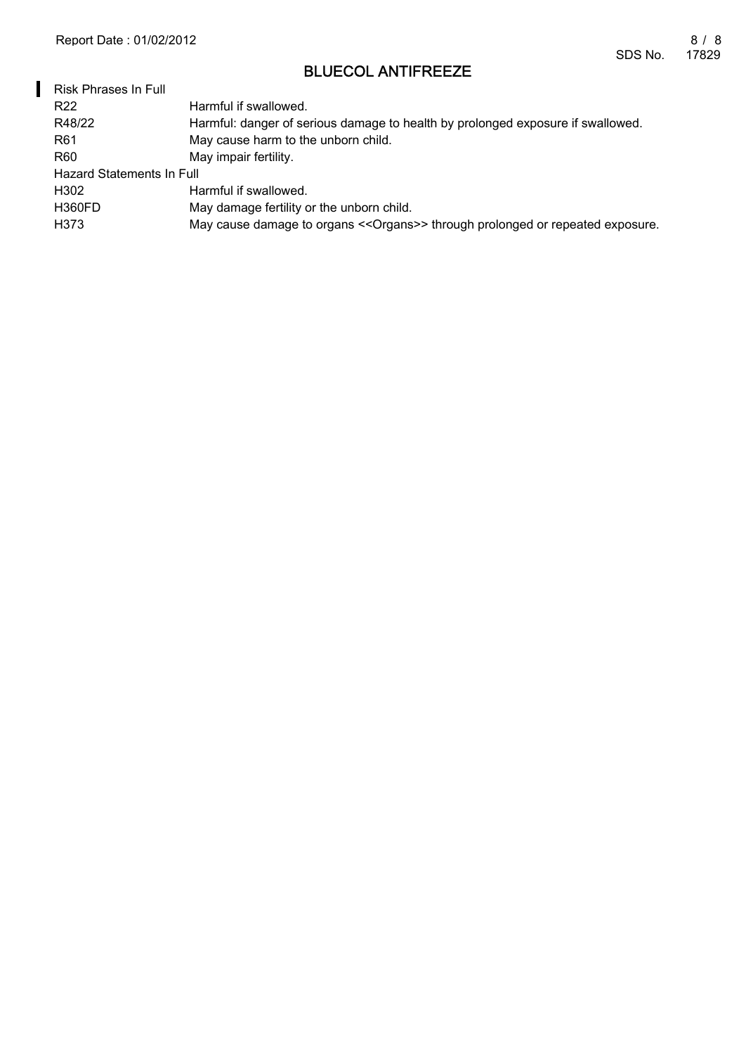Risk Phrases In Full

| | |
|---|---|
| R22 | Harmful if swallowed. |
| R48/22 | Harmful: danger of serious damage to health by prolonged exposure if swallowed. |
| R61 | May cause harm to the unborn child. |
| R60 | May impair fertility. |

Hazard Statements In Full

| | |
|---|---|
| H302 | Harmful if swallowed. |
| H360FD | May damage fertility or the unborn child. |
| H373 | May cause damage to organs <<Organs>> through prolonged or repeated exposure. |